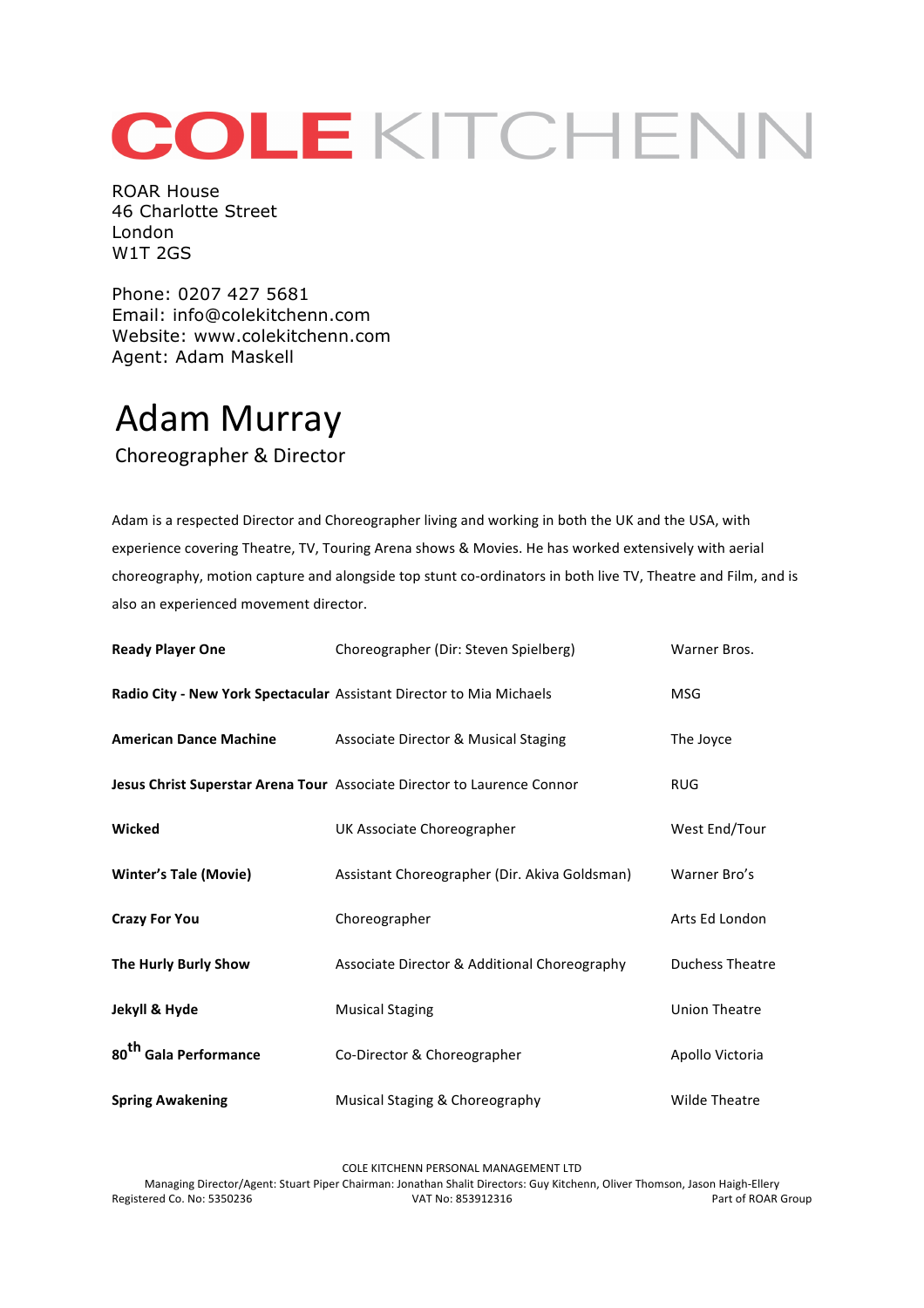# COLE KITCHENN

ROAR House
46 Charlotte Street
London
W1T 2GS

Phone: 0207 427 5681
Email: info@colekitchenn.com
Website: www.colekitchenn.com
Agent: Adam Maskell

# Adam Murray

## Choreographer & Director

Adam is a respected Director and Choreographer living and working in both the UK and the USA, with experience covering Theatre, TV, Touring Arena shows & Movies. He has worked extensively with aerial choreography, motion capture and alongside top stunt co-ordinators in both live TV, Theatre and Film, and is also an experienced movement director.

| | | |
|---|---|---|
| **Ready Player One** | Choreographer (Dir: Steven Spielberg) | Warner Bros. |
| **Radio City - New York Spectacular** | Assistant Director to Mia Michaels | MSG |
| **American Dance Machine** | Associate Director & Musical Staging | The Joyce |
| **Jesus Christ Superstar Arena Tour** | Associate Director to Laurence Connor | RUG |
| **Wicked** | UK Associate Choreographer | West End/Tour |
| **Winter's Tale (Movie)** | Assistant Choreographer (Dir. Akiva Goldsman) | Warner Bro's |
| **Crazy For You** | Choreographer | Arts Ed London |
| **The Hurly Burly Show** | Associate Director & Additional Choreography | Duchess Theatre |
| **Jekyll & Hyde** | Musical Staging | Union Theatre |
| **80th Gala Performance** | Co-Director & Choreographer | Apollo Victoria |
| **Spring Awakening** | Musical Staging & Choreography | Wilde Theatre |

COLE KITCHENN PERSONAL MANAGEMENT LTD
Managing Director/Agent: Stuart Piper Chairman: Jonathan Shalit Directors: Guy Kitchenn, Oliver Thomson, Jason Haigh-Ellery
Registered Co. No: 5350236 VAT No: 853912316 Part of ROAR Group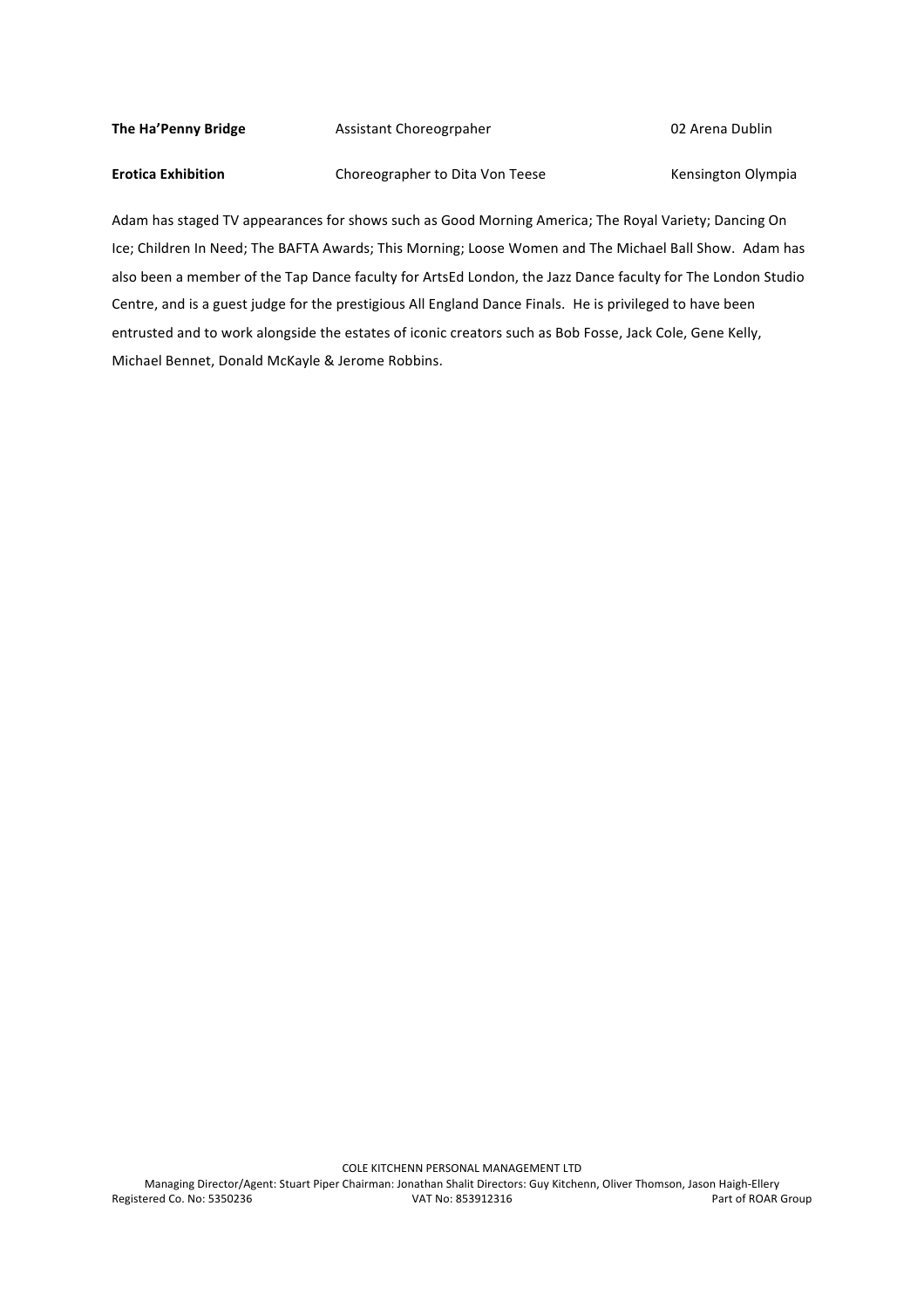| | | |
|---|---|---|
| **The Ha'Penny Bridge** | Assistant Choreogrpaher | 02 Arena Dublin |
| **Erotica Exhibition** | Choreographer to Dita Von Teese | Kensington Olympia |

Adam has staged TV appearances for shows such as Good Morning America; The Royal Variety; Dancing On Ice; Children In Need; The BAFTA Awards; This Morning; Loose Women and The Michael Ball Show. Adam has also been a member of the Tap Dance faculty for ArtsEd London, the Jazz Dance faculty for The London Studio Centre, and is a guest judge for the prestigious All England Dance Finals. He is privileged to have been entrusted and to work alongside the estates of iconic creators such as Bob Fosse, Jack Cole, Gene Kelly, Michael Bennet, Donald McKayle & Jerome Robbins.